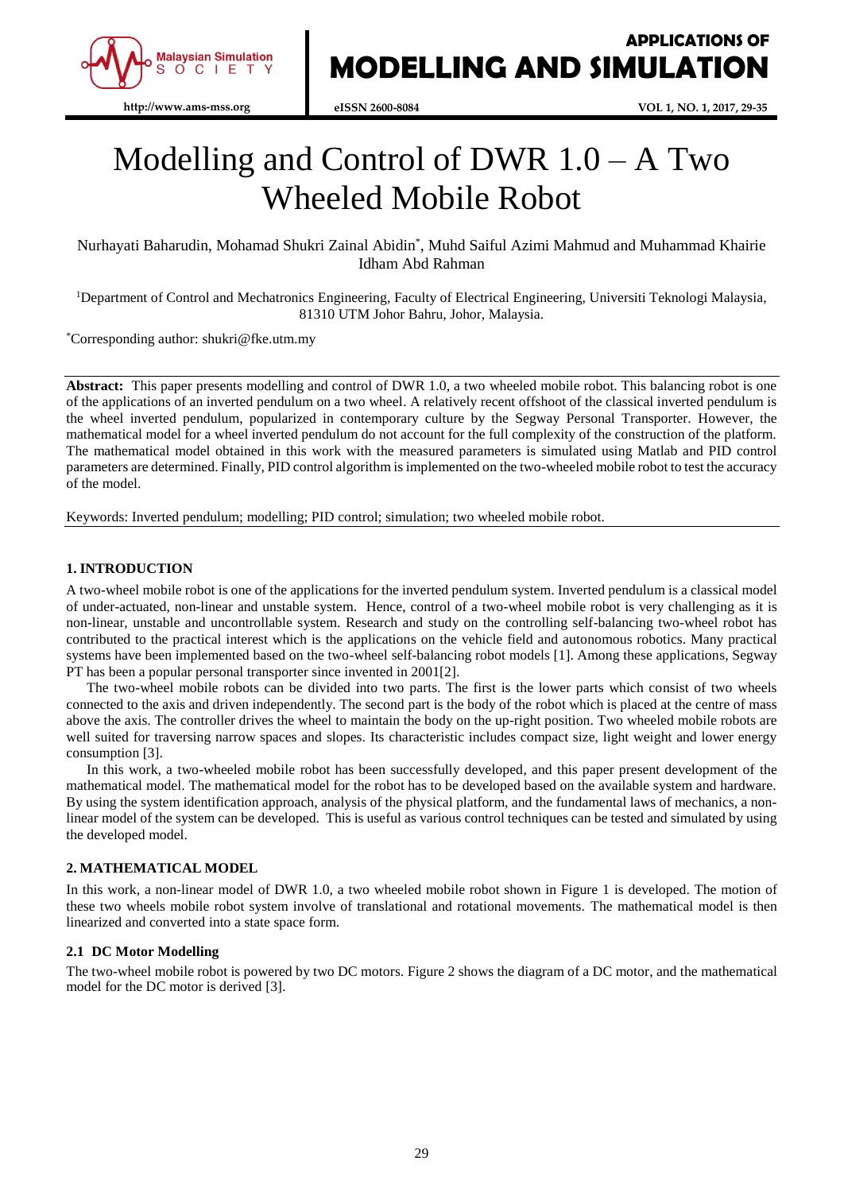# Modelling and Control of DWR 1.0 – A Two Wheeled Mobile Robot

Nurhayati Baharudin, Mohamad Shukri Zainal Abidin*, Muhd Saiful Azimi Mahmud and Muhammad Khairie Idham Abd Rahman

[1]Department of Control and Mechatronics Engineering, Faculty of Electrical Engineering, Universiti Teknologi Malaysia, 81310 UTM Johor Bahru, Johor, Malaysia.

*Corresponding author: shukri@fke.utm.my

**Abstract:** This paper presents modelling and control of DWR 1.0, a two wheeled mobile robot. This balancing robot is one of the applications of an inverted pendulum on a two wheel. A relatively recent offshoot of the classical inverted pendulum is the wheel inverted pendulum, popularized in contemporary culture by the Segway Personal Transporter. However, the mathematical model for a wheel inverted pendulum do not account for the full complexity of the construction of the platform. The mathematical model obtained in this work with the measured parameters is simulated using Matlab and PID control parameters are determined. Finally, PID control algorithm is implemented on the two-wheeled mobile robot to test the accuracy of the model.

Keywords: Inverted pendulum; modelling; PID control; simulation; two wheeled mobile robot.

## 1. INTRODUCTION

A two-wheel mobile robot is one of the applications for the inverted pendulum system. Inverted pendulum is a classical model of under-actuated, non-linear and unstable system. Hence, control of a two-wheel mobile robot is very challenging as it is non-linear, unstable and uncontrollable system. Research and study on the controlling self-balancing two-wheel robot has contributed to the practical interest which is the applications on the vehicle field and autonomous robotics. Many practical systems have been implemented based on the two-wheel self-balancing robot models [1]. Among these applications, Segway PT has been a popular personal transporter since invented in 2001[2].

The two-wheel mobile robots can be divided into two parts. The first is the lower parts which consist of two wheels connected to the axis and driven independently. The second part is the body of the robot which is placed at the centre of mass above the axis. The controller drives the wheel to maintain the body on the up-right position. Two wheeled mobile robots are well suited for traversing narrow spaces and slopes. Its characteristic includes compact size, light weight and lower energy consumption [3].

In this work, a two-wheeled mobile robot has been successfully developed, and this paper present development of the mathematical model. The mathematical model for the robot has to be developed based on the available system and hardware. By using the system identification approach, analysis of the physical platform, and the fundamental laws of mechanics, a non-linear model of the system can be developed. This is useful as various control techniques can be tested and simulated by using the developed model.

## 2. MATHEMATICAL MODEL

In this work, a non-linear model of DWR 1.0, a two wheeled mobile robot shown in Figure 1 is developed. The motion of these two wheels mobile robot system involve of translational and rotational movements. The mathematical model is then linearized and converted into a state space form.

### 2.1 DC Motor Modelling

The two-wheel mobile robot is powered by two DC motors. Figure 2 shows the diagram of a DC motor, and the mathematical model for the DC motor is derived [3].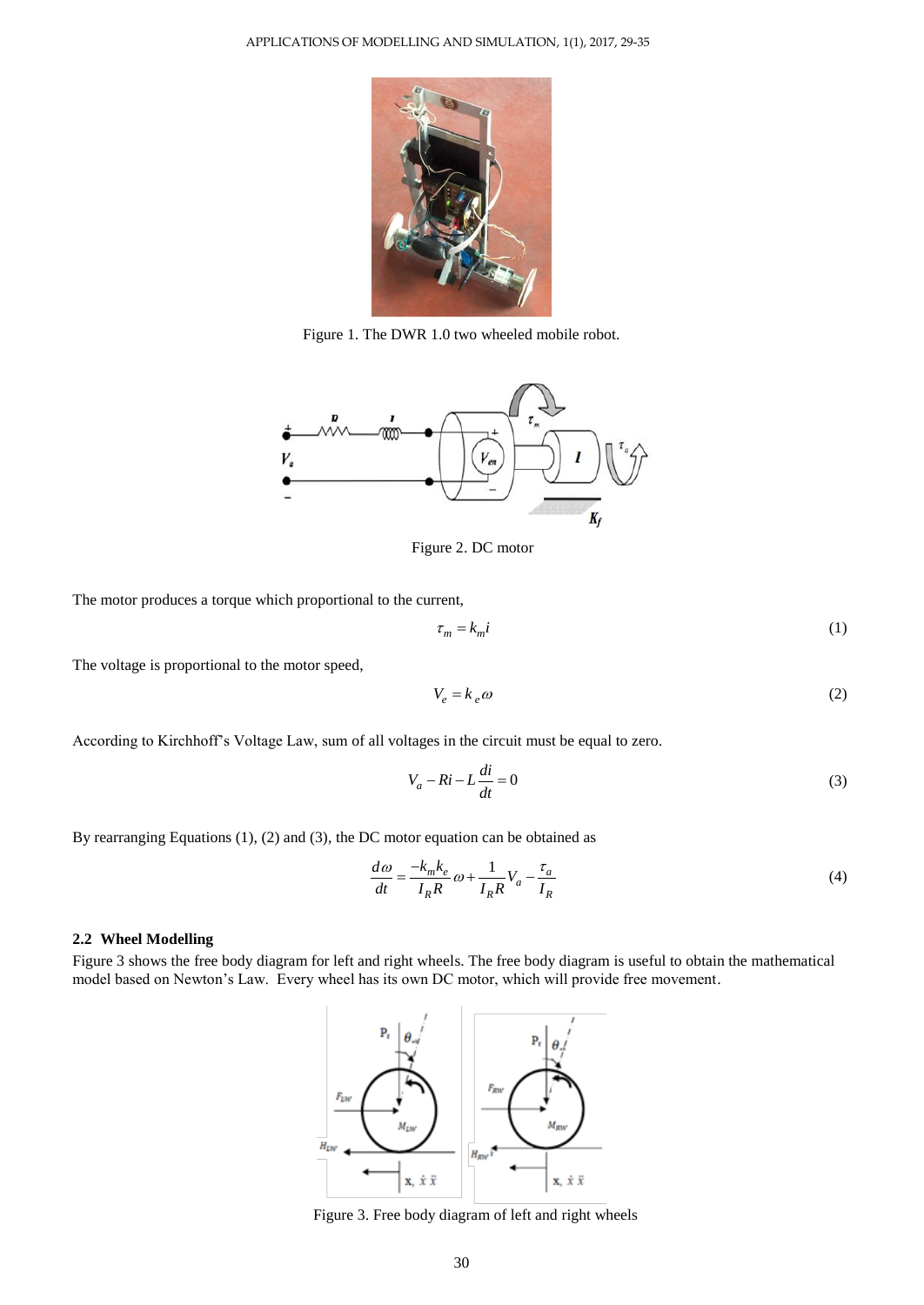Figure 1. The DWR 1.0 two wheeled mobile robot.

Figure 2. DC motor

The motor produces a torque which proportional to the current,

$$\tau_m = k_m i \tag{1}$$

The voltage is proportional to the motor speed,

$$V_e = k_e \omega \tag{2}$$

According to Kirchhoff's Voltage Law, sum of all voltages in the circuit must be equal to zero.

$$V_a - Ri - L\frac{di}{dt} = 0 \tag{3}$$

By rearranging Equations (1), (2) and (3), the DC motor equation can be obtained as

$$\frac{d\omega}{dt} = \frac{-k_m k_e}{I_R R}\omega + \frac{1}{I_R R}V_a - \frac{\tau_a}{I_R} \tag{4}$$

### 2.2 Wheel Modelling

Figure 3 shows the free body diagram for left and right wheels. The free body diagram is useful to obtain the mathematical model based on Newton's Law. Every wheel has its own DC motor, which will provide free movement.

Figure 3. Free body diagram of left and right wheels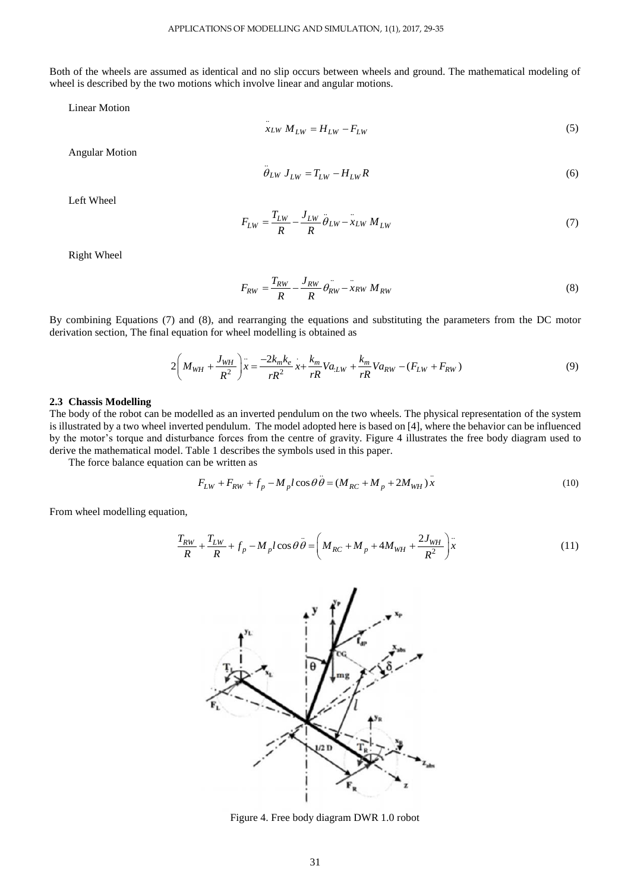Both of the wheels are assumed as identical and no slip occurs between wheels and ground. The mathematical modeling of wheel is described by the two motions which involve linear and angular motions.

Linear Motion

$$\ddot{x}_{LW}\, M_{LW} = H_{LW} - F_{LW} \tag{5}$$

Angular Motion

$$\ddot{\theta}_{LW}\, J_{LW} = T_{LW} - H_{LW} R \tag{6}$$

Left Wheel

$$F_{LW} = \frac{T_{LW}}{R} - \frac{J_{LW}}{R}\ddot{\theta}_{LW} - \ddot{x}_{LW}\, M_{LW} \tag{7}$$

Right Wheel

$$F_{RW} = \frac{T_{RW}}{R} - \frac{J_{RW}}{R}\ddot{\theta}_{RW} - \ddot{x}_{RW}\, M_{RW} \tag{8}$$

By combining Equations (7) and (8), and rearranging the equations and substituting the parameters from the DC motor derivation section, The final equation for wheel modelling is obtained as

$$2\left(M_{WH} + \frac{J_{WH}}{R^2}\right)\ddot{x} = \frac{-2k_m k_e}{rR^2}\dot{x} + \frac{k_m}{rR}Va_{LW} + \frac{k_m}{rR}Va_{RW} - (F_{LW} + F_{RW}) \tag{9}$$

### 2.3 Chassis Modelling

The body of the robot can be modelled as an inverted pendulum on the two wheels. The physical representation of the system is illustrated by a two wheel inverted pendulum. The model adopted here is based on [4], where the behavior can be influenced by the motor's torque and disturbance forces from the centre of gravity. Figure 4 illustrates the free body diagram used to derive the mathematical model. Table 1 describes the symbols used in this paper.

The force balance equation can be written as

$$F_{LW} + F_{RW} + f_p - M_p l \cos\theta\,\ddot{\theta} = (M_{RC} + M_p + 2M_{WH})\ddot{x} \tag{10}$$

From wheel modelling equation,

$$\frac{T_{RW}}{R} + \frac{T_{LW}}{R} + f_p - M_p l \cos\theta\,\ddot{\theta} = \left(M_{RC} + M_p + 4M_{WH} + \frac{2J_{WH}}{R^2}\right)\ddot{x} \tag{11}$$

Figure 4. Free body diagram DWR 1.0 robot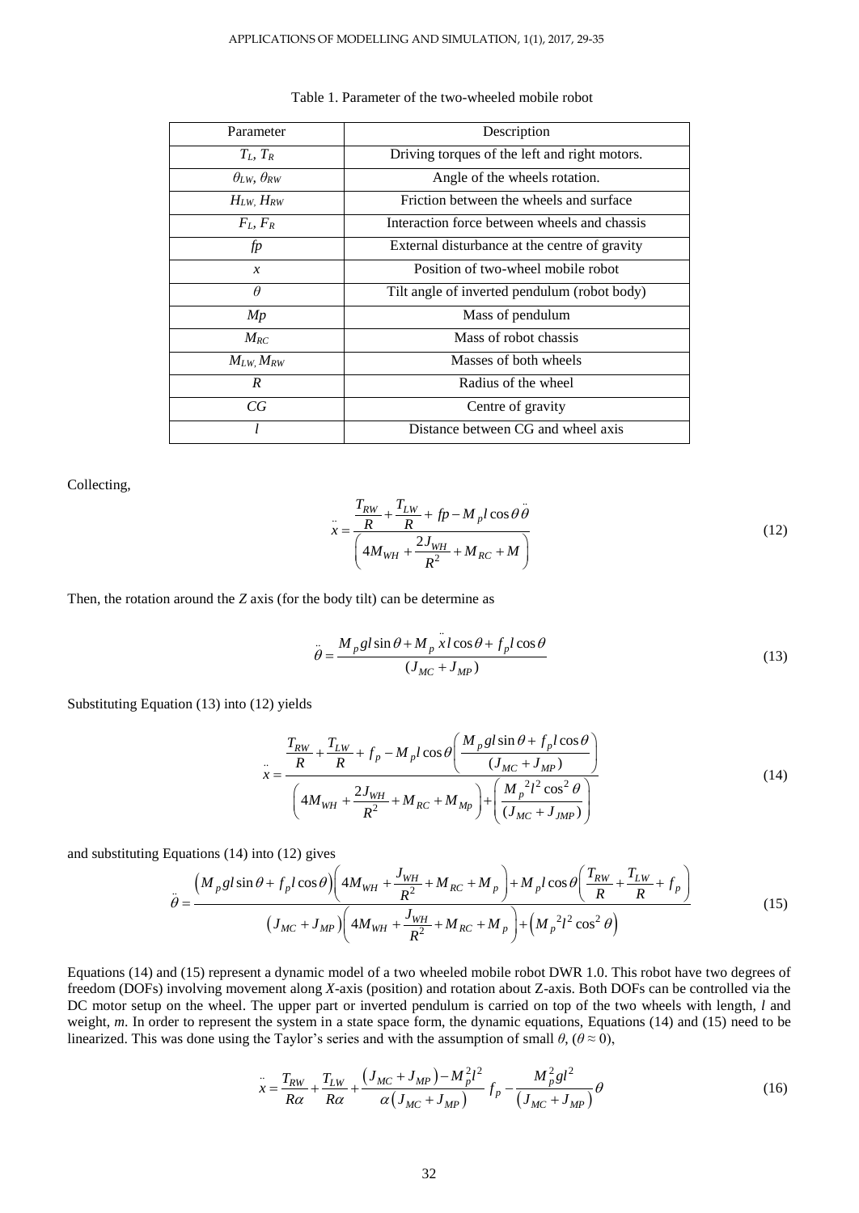Table 1. Parameter of the two-wheeled mobile robot

| Parameter | Description |
|---|---|
| $T_L$, $T_R$ | Driving torques of the left and right motors. |
| $\theta_{LW}$, $\theta_{RW}$ | Angle of the wheels rotation. |
| $H_{LW}$, $H_{RW}$ | Friction between the wheels and surface |
| $F_L$, $F_R$ | Interaction force between wheels and chassis |
| $fp$ | External disturbance at the centre of gravity |
| $x$ | Position of two-wheel mobile robot |
| $\theta$ | Tilt angle of inverted pendulum (robot body) |
| $Mp$ | Mass of pendulum |
| $M_{RC}$ | Mass of robot chassis |
| $M_{LW}$, $M_{RW}$ | Masses of both wheels |
| $R$ | Radius of the wheel |
| $CG$ | Centre of gravity |
| $l$ | Distance between CG and wheel axis |

Collecting,

$$\ddot{x} = \frac{\dfrac{T_{RW}}{R} + \dfrac{T_{LW}}{R} + fp - M_p l \cos\theta \ddot{\theta}}{\left(4M_{WH} + \dfrac{2J_{WH}}{R^2} + M_{RC} + M\right)} \tag{12}$$

Then, the rotation around the $Z$ axis (for the body tilt) can be determine as

$$\ddot{\theta} = \frac{M_p g l \sin\theta + M_p \ddot{x} l \cos\theta + f_p l \cos\theta}{(J_{MC} + J_{MP})} \tag{13}$$

Substituting Equation (13) into (12) yields

$$\ddot{x} = \frac{\dfrac{T_{RW}}{R} + \dfrac{T_{LW}}{R} + f_p - M_p l \cos\theta \left(\dfrac{M_p g l \sin\theta + f_p l \cos\theta}{(J_{MC} + J_{MP})}\right)}{\left(4M_{WH} + \dfrac{2J_{WH}}{R^2} + M_{RC} + M_{Mp}\right) + \left(\dfrac{M_p{}^2 l^2 \cos^2\theta}{(J_{MC} + J_{JMP})}\right)} \tag{14}$$

and substituting Equations (14) into (12) gives

$$\ddot{\theta} = \frac{\left(M_p g l \sin\theta + f_p l \cos\theta\right)\left(4M_{WH} + \dfrac{J_{WH}}{R^2} + M_{RC} + M_p\right) + M_p l \cos\theta \left(\dfrac{T_{RW}}{R} + \dfrac{T_{LW}}{R} + f_p\right)}{\left(J_{MC} + J_{MP}\right)\left(4M_{WH} + \dfrac{J_{WH}}{R^2} + M_{RC} + M_p\right) + \left(M_p{}^2 l^2 \cos^2\theta\right)} \tag{15}$$

Equations (14) and (15) represent a dynamic model of a two wheeled mobile robot DWR 1.0. This robot have two degrees of freedom (DOFs) involving movement along $X$-axis (position) and rotation about Z-axis. Both DOFs can be controlled via the DC motor setup on the wheel. The upper part or inverted pendulum is carried on top of the two wheels with length, $l$ and weight, $m$. In order to represent the system in a state space form, the dynamic equations, Equations (14) and (15) need to be linearized. This was done using the Taylor's series and with the assumption of small $\theta$, ($\theta \approx 0$),

$$\ddot{x} = \frac{T_{RW}}{R\alpha} + \frac{T_{LW}}{R\alpha} + \frac{\left(J_{MC} + J_{MP}\right) - M_p^2 l^2}{\alpha\left(J_{MC} + J_{MP}\right)} f_p - \frac{M_p^2 g l^2}{\left(J_{MC} + J_{MP}\right)}\theta \tag{16}$$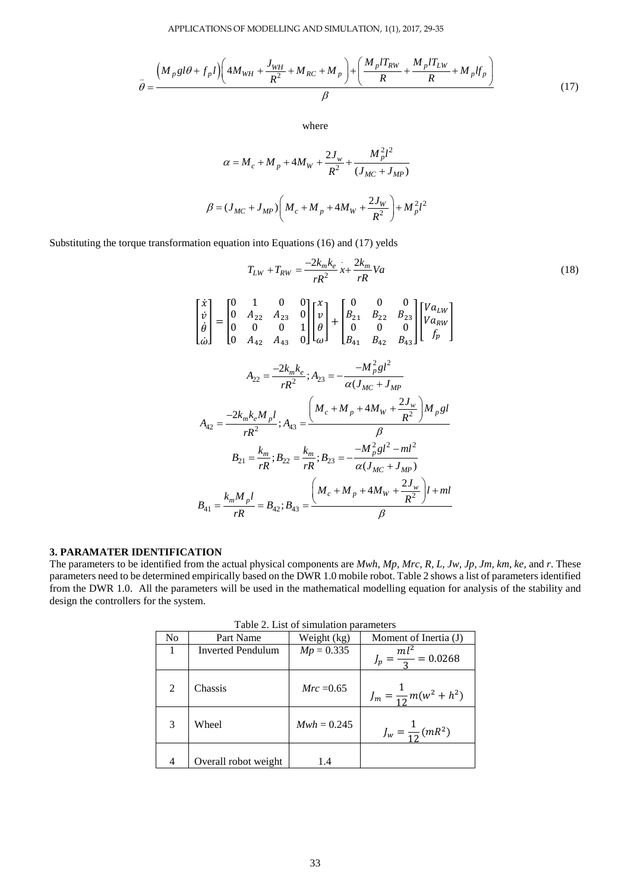$$\ddot{\theta} = \frac{\left(M_p gl\theta + f_p l\right)\left(4M_{WH} + \frac{J_{WH}}{R^2} + M_{RC} + M_p\right) + \left(\frac{M_p lT_{RW}}{R} + \frac{M_p lT_{LW}}{R} + M_p lf_p\right)}{\beta} \tag{17}$$

where

$$\alpha = M_c + M_p + 4M_W + \frac{2J_w}{R^2} + \frac{M_p^2 l^2}{(J_{MC} + J_{MP})}$$

$$\beta = (J_{MC} + J_{MP})\left(M_c + M_p + 4M_W + \frac{2J_W}{R^2}\right) + M_p^2 l^2$$

Substituting the torque transformation equation into Equations (16) and (17) yelds

$$T_{LW} + T_{RW} = \frac{-2k_m k_e}{rR^2}\dot{x} + \frac{2k_m}{rR}Va \tag{18}$$

$$\begin{bmatrix} \dot{x} \\ \dot{v} \\ \dot{\theta} \\ \dot{\omega} \end{bmatrix} = \begin{bmatrix} 0 & 1 & 0 & 0 \\ 0 & A_{22} & A_{23} & 0 \\ 0 & 0 & 0 & 1 \\ 0 & A_{42} & A_{43} & 0 \end{bmatrix} \begin{bmatrix} x \\ v \\ \theta \\ \omega \end{bmatrix} + \begin{bmatrix} 0 & 0 & 0 \\ B_{21} & B_{22} & B_{23} \\ 0 & 0 & 0 \\ B_{41} & B_{42} & B_{43} \end{bmatrix} \begin{bmatrix} Va_{LW} \\ Va_{RW} \\ f_p \end{bmatrix}$$

$$A_{22} = \frac{-2k_m k_e}{rR^2}; A_{23} = -\frac{-M_p^2 gl^2}{\alpha(J_{MC} + J_{MP}}$$

$$A_{42} = \frac{-2k_m k_e M_p l}{rR^2}; A_{43} = \frac{\left(M_c + M_p + 4M_W + \frac{2J_w}{R^2}\right)M_p gl}{\beta}$$

$$B_{21} = \frac{k_m}{rR}; B_{22} = \frac{k_m}{rR}; B_{23} = -\frac{-M_p^2 gl^2 - ml^2}{\alpha(J_{MC} + J_{MP})}$$

$$B_{41} = \frac{k_m M_p l}{rR} = B_{42}; B_{43} = \frac{\left(M_c + M_p + 4M_W + \frac{2J_w}{R^2}\right)l + ml}{\beta}$$

## 3. PARAMATER IDENTIFICATION

The parameters to be identified from the actual physical components are *Mwh, Mp, Mrc, R, L, Jw, Jp, Jm, km, ke*, and *r*. These parameters need to be determined empirically based on the DWR 1.0 mobile robot. Table 2 shows a list of parameters identified from the DWR 1.0. All the parameters will be used in the mathematical modelling equation for analysis of the stability and design the controllers for the system.

Table 2. List of simulation parameters

| No | Part Name | Weight (kg) | Moment of Inertia (J) |
|---|---|---|---|
| 1 | Inverted Pendulum | $Mp = 0.335$ | $J_p = \frac{ml^2}{3} = 0.0268$ |
| 2 | Chassis | $Mrc = 0.65$ | $J_m = \frac{1}{12}m(w^2 + h^2)$ |
| 3 | Wheel | $Mwh = 0.245$ | $J_w = \frac{1}{12}(mR^2)$ |
| 4 | Overall robot weight | 1.4 | |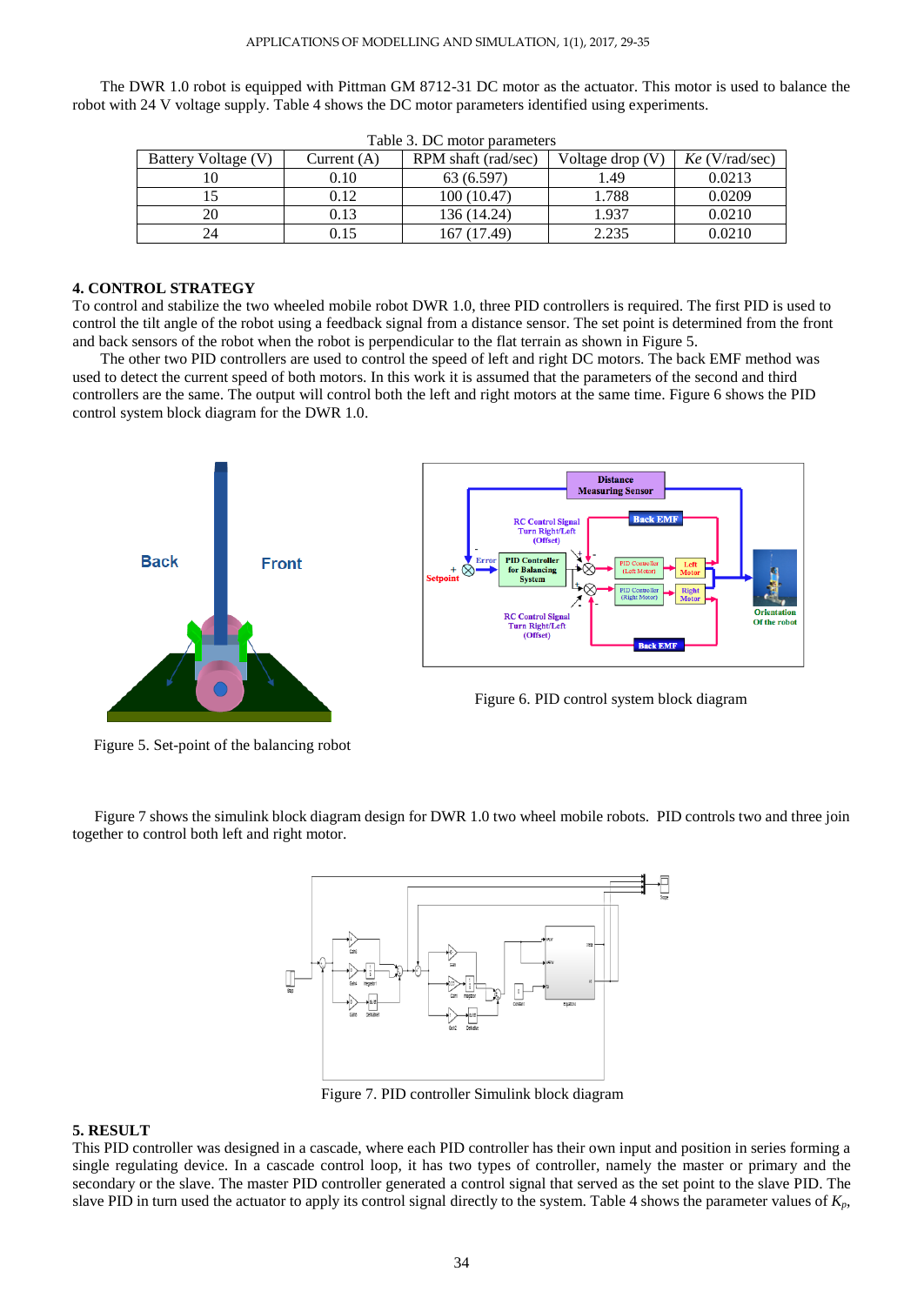The DWR 1.0 robot is equipped with Pittman GM 8712-31 DC motor as the actuator. This motor is used to balance the robot with 24 V voltage supply. Table 4 shows the DC motor parameters identified using experiments.

Table 3. DC motor parameters

| Battery Voltage (V) | Current (A) | RPM shaft (rad/sec) | Voltage drop (V) | *Ke* (V/rad/sec) |
|---|---|---|---|---|
| 10 | 0.10 | 63 (6.597) | 1.49 | 0.0213 |
| 15 | 0.12 | 100 (10.47) | 1.788 | 0.0209 |
| 20 | 0.13 | 136 (14.24) | 1.937 | 0.0210 |
| 24 | 0.15 | 167 (17.49) | 2.235 | 0.0210 |

## 4. CONTROL STRATEGY

To control and stabilize the two wheeled mobile robot DWR 1.0, three PID controllers is required. The first PID is used to control the tilt angle of the robot using a feedback signal from a distance sensor. The set point is determined from the front and back sensors of the robot when the robot is perpendicular to the flat terrain as shown in Figure 5.

The other two PID controllers are used to control the speed of left and right DC motors. The back EMF method was used to detect the current speed of both motors. In this work it is assumed that the parameters of the second and third controllers are the same. The output will control both the left and right motors at the same time. Figure 6 shows the PID control system block diagram for the DWR 1.0.

Figure 5. Set-point of the balancing robot

Figure 6. PID control system block diagram

Figure 7 shows the simulink block diagram design for DWR 1.0 two wheel mobile robots. PID controls two and three join together to control both left and right motor.

Figure 7. PID controller Simulink block diagram

## 5. RESULT

This PID controller was designed in a cascade, where each PID controller has their own input and position in series forming a single regulating device. In a cascade control loop, it has two types of controller, namely the master or primary and the secondary or the slave. The master PID controller generated a control signal that served as the set point to the slave PID. The slave PID in turn used the actuator to apply its control signal directly to the system. Table 4 shows the parameter values of $K_p$,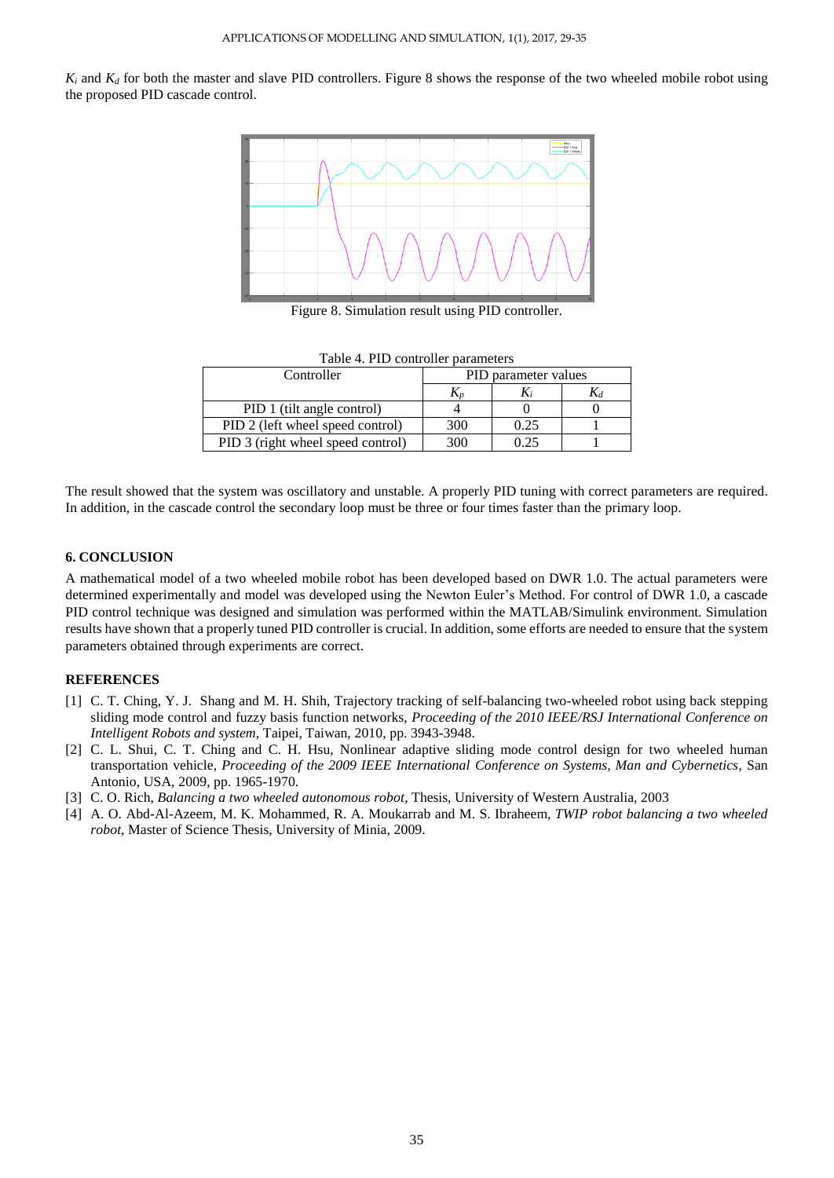$K_i$ and $K_d$ for both the master and slave PID controllers. Figure 8 shows the response of the two wheeled mobile robot using the proposed PID cascade control.

Figure 8. Simulation result using PID controller.

Table 4. PID controller parameters

| Controller | PID parameter values | | |
|---|---|---|---|
| | $K_p$ | $K_i$ | $K_d$ |
| PID 1 (tilt angle control) | 4 | 0 | 0 |
| PID 2 (left wheel speed control) | 300 | 0.25 | 1 |
| PID 3 (right wheel speed control) | 300 | 0.25 | 1 |

The result showed that the system was oscillatory and unstable. A properly PID tuning with correct parameters are required. In addition, in the cascade control the secondary loop must be three or four times faster than the primary loop.

## 6. CONCLUSION

A mathematical model of a two wheeled mobile robot has been developed based on DWR 1.0. The actual parameters were determined experimentally and model was developed using the Newton Euler's Method. For control of DWR 1.0, a cascade PID control technique was designed and simulation was performed within the MATLAB/Simulink environment. Simulation results have shown that a properly tuned PID controller is crucial. In addition, some efforts are needed to ensure that the system parameters obtained through experiments are correct.

## REFERENCES

[1] C. T. Ching, Y. J. Shang and M. H. Shih, Trajectory tracking of self-balancing two-wheeled robot using back stepping sliding mode control and fuzzy basis function networks, *Proceeding of the 2010 IEEE/RSJ International Conference on Intelligent Robots and system*, Taipei, Taiwan, 2010, pp. 3943-3948.

[2] C. L. Shui, C. T. Ching and C. H. Hsu, Nonlinear adaptive sliding mode control design for two wheeled human transportation vehicle, *Proceeding of the 2009 IEEE International Conference on Systems, Man and Cybernetics*, San Antonio, USA, 2009, pp. 1965-1970.

[3] C. O. Rich, *Balancing a two wheeled autonomous robot*, Thesis, University of Western Australia, 2003

[4] A. O. Abd-Al-Azeem, M. K. Mohammed, R. A. Moukarrab and M. S. Ibraheem, *TWIP robot balancing a two wheeled robot*, Master of Science Thesis, University of Minia, 2009.